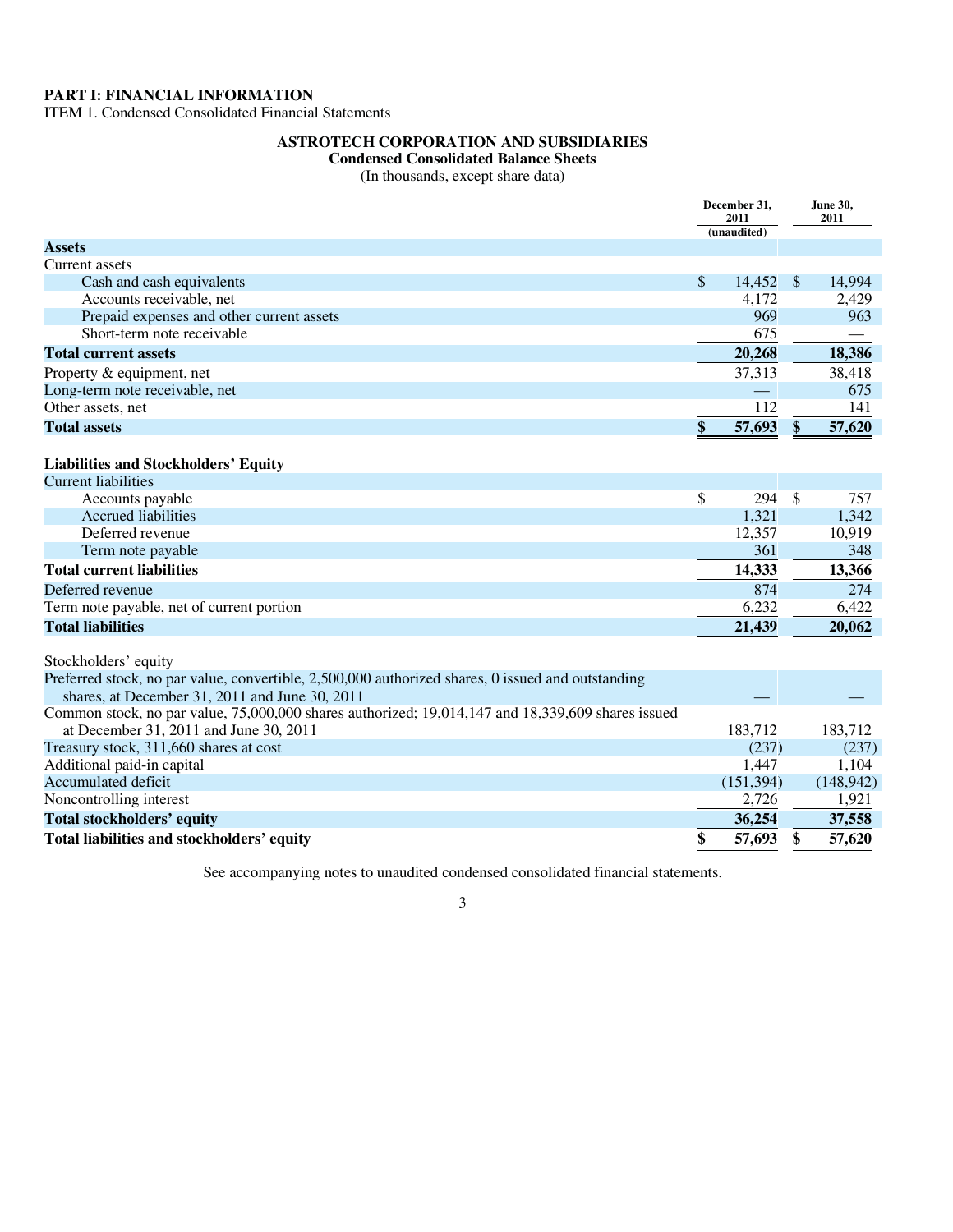# PART I: FINANCIAL INFORMATION

ITEM 1. Condensed Consolidated Financial Statements

## ASTROTECH CORPORATION AND SUBSIDIARIES
### Condensed Consolidated Balance Sheets
(In thousands, except share data)

| | December 31, 2011 (unaudited) | June 30, 2011 |
|---|---|---|
| **Assets** | | |
| Current assets | | |
| Cash and cash equivalents | $ 14,452 | $ 14,994 |
| Accounts receivable, net | 4,172 | 2,429 |
| Prepaid expenses and other current assets | 969 | 963 |
| Short-term note receivable | 675 | — |
| **Total current assets** | **20,268** | **18,386** |
| Property & equipment, net | 37,313 | 38,418 |
| Long-term note receivable, net | — | 675 |
| Other assets, net | 112 | 141 |
| **Total assets** | **$ 57,693** | **$ 57,620** |
| | | |
| **Liabilities and Stockholders' Equity** | | |
| Current liabilities | | |
| Accounts payable | $ 294 | $ 757 |
| Accrued liabilities | 1,321 | 1,342 |
| Deferred revenue | 12,357 | 10,919 |
| Term note payable | 361 | 348 |
| **Total current liabilities** | **14,333** | **13,366** |
| Deferred revenue | 874 | 274 |
| Term note payable, net of current portion | 6,232 | 6,422 |
| **Total liabilities** | **21,439** | **20,062** |
| | | |
| Stockholders' equity | | |
| Preferred stock, no par value, convertible, 2,500,000 authorized shares, 0 issued and outstanding shares, at December 31, 2011 and June 30, 2011 | — | — |
| Common stock, no par value, 75,000,000 shares authorized; 19,014,147 and 18,339,609 shares issued at December 31, 2011 and June 30, 2011 | 183,712 | 183,712 |
| Treasury stock, 311,660 shares at cost | (237) | (237) |
| Additional paid-in capital | 1,447 | 1,104 |
| Accumulated deficit | (151,394) | (148,942) |
| Noncontrolling interest | 2,726 | 1,921 |
| **Total stockholders' equity** | **36,254** | **37,558** |
| **Total liabilities and stockholders' equity** | **$ 57,693** | **$ 57,620** |

See accompanying notes to unaudited condensed consolidated financial statements.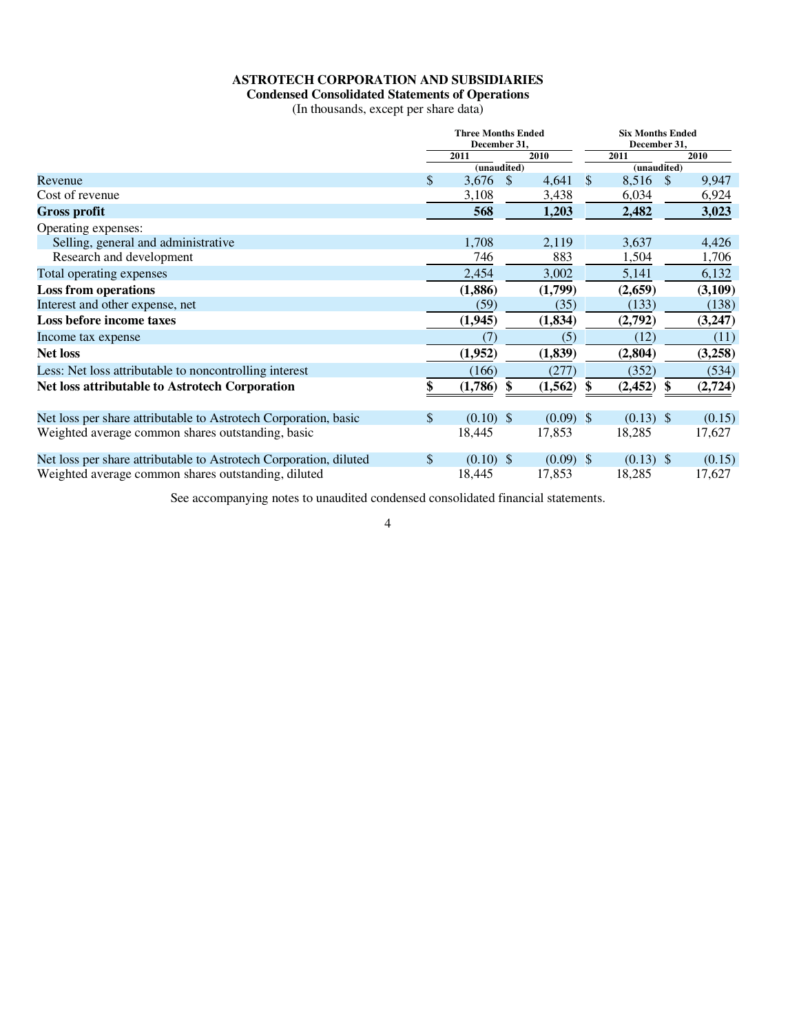# ASTROTECH CORPORATION AND SUBSIDIARIES

## Condensed Consolidated Statements of Operations

(In thousands, except per share data)

| | Three Months Ended December 31, | | Six Months Ended December 31, | |
|---|---|---|---|---|
| | 2011 | 2010 | 2011 | 2010 |
| | (unaudited) | | (unaudited) | |
| Revenue | $ 3,676 | $ 4,641 | $ 8,516 | $ 9,947 |
| Cost of revenue | 3,108 | 3,438 | 6,034 | 6,924 |
| **Gross profit** | **568** | **1,203** | **2,482** | **3,023** |
| Operating expenses: | | | | |
| Selling, general and administrative | 1,708 | 2,119 | 3,637 | 4,426 |
| Research and development | 746 | 883 | 1,504 | 1,706 |
| Total operating expenses | 2,454 | 3,002 | 5,141 | 6,132 |
| **Loss from operations** | **(1,886)** | **(1,799)** | **(2,659)** | **(3,109)** |
| Interest and other expense, net | (59) | (35) | (133) | (138) |
| **Loss before income taxes** | **(1,945)** | **(1,834)** | **(2,792)** | **(3,247)** |
| Income tax expense | (7) | (5) | (12) | (11) |
| **Net loss** | **(1,952)** | **(1,839)** | **(2,804)** | **(3,258)** |
| Less: Net loss attributable to noncontrolling interest | (166) | (277) | (352) | (534) |
| **Net loss attributable to Astrotech Corporation** | **$ (1,786)** | **$ (1,562)** | **$ (2,452)** | **$ (2,724)** |
| Net loss per share attributable to Astrotech Corporation, basic | $ (0.10) | $ (0.09) | $ (0.13) | $ (0.15) |
| Weighted average common shares outstanding, basic | 18,445 | 17,853 | 18,285 | 17,627 |
| Net loss per share attributable to Astrotech Corporation, diluted | $ (0.10) | $ (0.09) | $ (0.13) | $ (0.15) |
| Weighted average common shares outstanding, diluted | 18,445 | 17,853 | 18,285 | 17,627 |

See accompanying notes to unaudited condensed consolidated financial statements.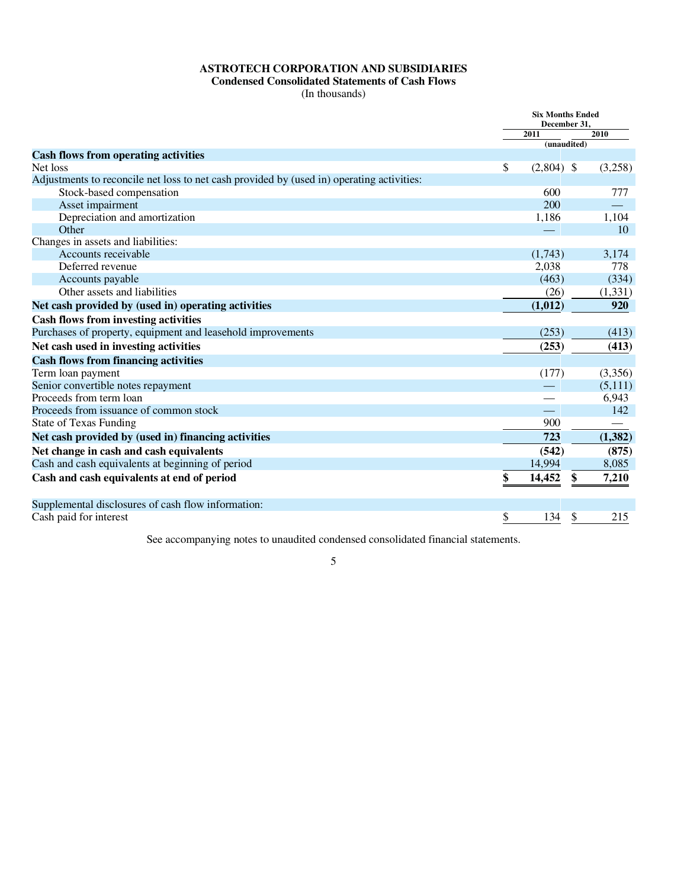# ASTROTECH CORPORATION AND SUBSIDIARIES

## Condensed Consolidated Statements of Cash Flows

(In thousands)

| | Six Months Ended December 31, | |
|---|---|---|
| | 2011 | 2010 |
| | (unaudited) | |
| **Cash flows from operating activities** | | |
| Net loss | $ (2,804) | $ (3,258) |
| Adjustments to reconcile net loss to net cash provided by (used in) operating activities: | | |
| Stock-based compensation | 600 | 777 |
| Asset impairment | 200 | — |
| Depreciation and amortization | 1,186 | 1,104 |
| Other | — | 10 |
| Changes in assets and liabilities: | | |
| Accounts receivable | (1,743) | 3,174 |
| Deferred revenue | 2,038 | 778 |
| Accounts payable | (463) | (334) |
| Other assets and liabilities | (26) | (1,331) |
| **Net cash provided by (used in) operating activities** | **(1,012)** | **920** |
| **Cash flows from investing activities** | | |
| Purchases of property, equipment and leasehold improvements | (253) | (413) |
| **Net cash used in investing activities** | **(253)** | **(413)** |
| **Cash flows from financing activities** | | |
| Term loan payment | (177) | (3,356) |
| Senior convertible notes repayment | — | (5,111) |
| Proceeds from term loan | — | 6,943 |
| Proceeds from issuance of common stock | — | 142 |
| State of Texas Funding | 900 | — |
| **Net cash provided by (used in) financing activities** | **723** | **(1,382)** |
| **Net change in cash and cash equivalents** | **(542)** | **(875)** |
| Cash and cash equivalents at beginning of period | 14,994 | 8,085 |
| **Cash and cash equivalents at end of period** | **$ 14,452** | **$ 7,210** |
| | | |
| Supplemental disclosures of cash flow information: | | |
| Cash paid for interest | $ 134 | $ 215 |

See accompanying notes to unaudited condensed consolidated financial statements.